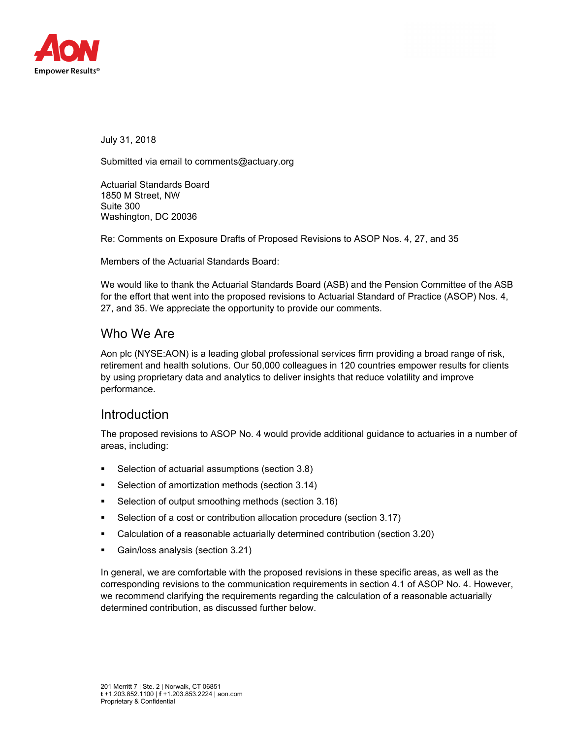July 31, 2018

Submitted via email to comments@actuary.org

Actuarial Standards Board
1850 M Street, NW
Suite 300
Washington, DC 20036

Re: Comments on Exposure Drafts of Proposed Revisions to ASOP Nos. 4, 27, and 35

Members of the Actuarial Standards Board:

We would like to thank the Actuarial Standards Board (ASB) and the Pension Committee of the ASB for the effort that went into the proposed revisions to Actuarial Standard of Practice (ASOP) Nos. 4, 27, and 35. We appreciate the opportunity to provide our comments.

## Who We Are

Aon plc (NYSE:AON) is a leading global professional services firm providing a broad range of risk, retirement and health solutions. Our 50,000 colleagues in 120 countries empower results for clients by using proprietary data and analytics to deliver insights that reduce volatility and improve performance.

## Introduction

The proposed revisions to ASOP No. 4 would provide additional guidance to actuaries in a number of areas, including:

- Selection of actuarial assumptions (section 3.8)
- Selection of amortization methods (section 3.14)
- Selection of output smoothing methods (section 3.16)
- Selection of a cost or contribution allocation procedure (section 3.17)
- Calculation of a reasonable actuarially determined contribution (section 3.20)
- Gain/loss analysis (section 3.21)

In general, we are comfortable with the proposed revisions in these specific areas, as well as the corresponding revisions to the communication requirements in section 4.1 of ASOP No. 4. However, we recommend clarifying the requirements regarding the calculation of a reasonable actuarially determined contribution, as discussed further below.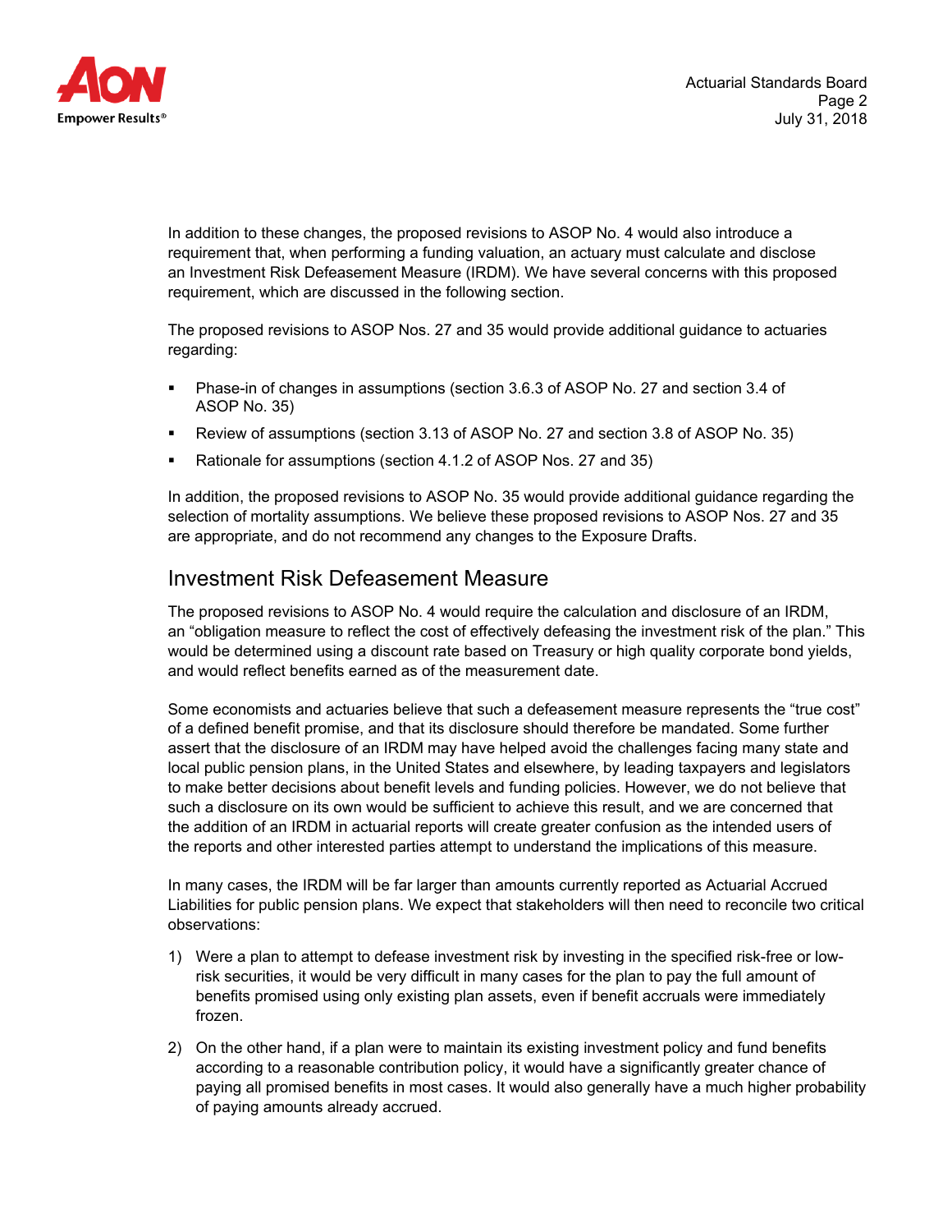In addition to these changes, the proposed revisions to ASOP No. 4 would also introduce a requirement that, when performing a funding valuation, an actuary must calculate and disclose an Investment Risk Defeasement Measure (IRDM). We have several concerns with this proposed requirement, which are discussed in the following section.

The proposed revisions to ASOP Nos. 27 and 35 would provide additional guidance to actuaries regarding:

- Phase-in of changes in assumptions (section 3.6.3 of ASOP No. 27 and section 3.4 of ASOP No. 35)
- Review of assumptions (section 3.13 of ASOP No. 27 and section 3.8 of ASOP No. 35)
- Rationale for assumptions (section 4.1.2 of ASOP Nos. 27 and 35)

In addition, the proposed revisions to ASOP No. 35 would provide additional guidance regarding the selection of mortality assumptions. We believe these proposed revisions to ASOP Nos. 27 and 35 are appropriate, and do not recommend any changes to the Exposure Drafts.

## Investment Risk Defeasement Measure

The proposed revisions to ASOP No. 4 would require the calculation and disclosure of an IRDM, an "obligation measure to reflect the cost of effectively defeasing the investment risk of the plan." This would be determined using a discount rate based on Treasury or high quality corporate bond yields, and would reflect benefits earned as of the measurement date.

Some economists and actuaries believe that such a defeasement measure represents the "true cost" of a defined benefit promise, and that its disclosure should therefore be mandated. Some further assert that the disclosure of an IRDM may have helped avoid the challenges facing many state and local public pension plans, in the United States and elsewhere, by leading taxpayers and legislators to make better decisions about benefit levels and funding policies. However, we do not believe that such a disclosure on its own would be sufficient to achieve this result, and we are concerned that the addition of an IRDM in actuarial reports will create greater confusion as the intended users of the reports and other interested parties attempt to understand the implications of this measure.

In many cases, the IRDM will be far larger than amounts currently reported as Actuarial Accrued Liabilities for public pension plans. We expect that stakeholders will then need to reconcile two critical observations:

1) Were a plan to attempt to defease investment risk by investing in the specified risk-free or low-risk securities, it would be very difficult in many cases for the plan to pay the full amount of benefits promised using only existing plan assets, even if benefit accruals were immediately frozen.

2) On the other hand, if a plan were to maintain its existing investment policy and fund benefits according to a reasonable contribution policy, it would have a significantly greater chance of paying all promised benefits in most cases. It would also generally have a much higher probability of paying amounts already accrued.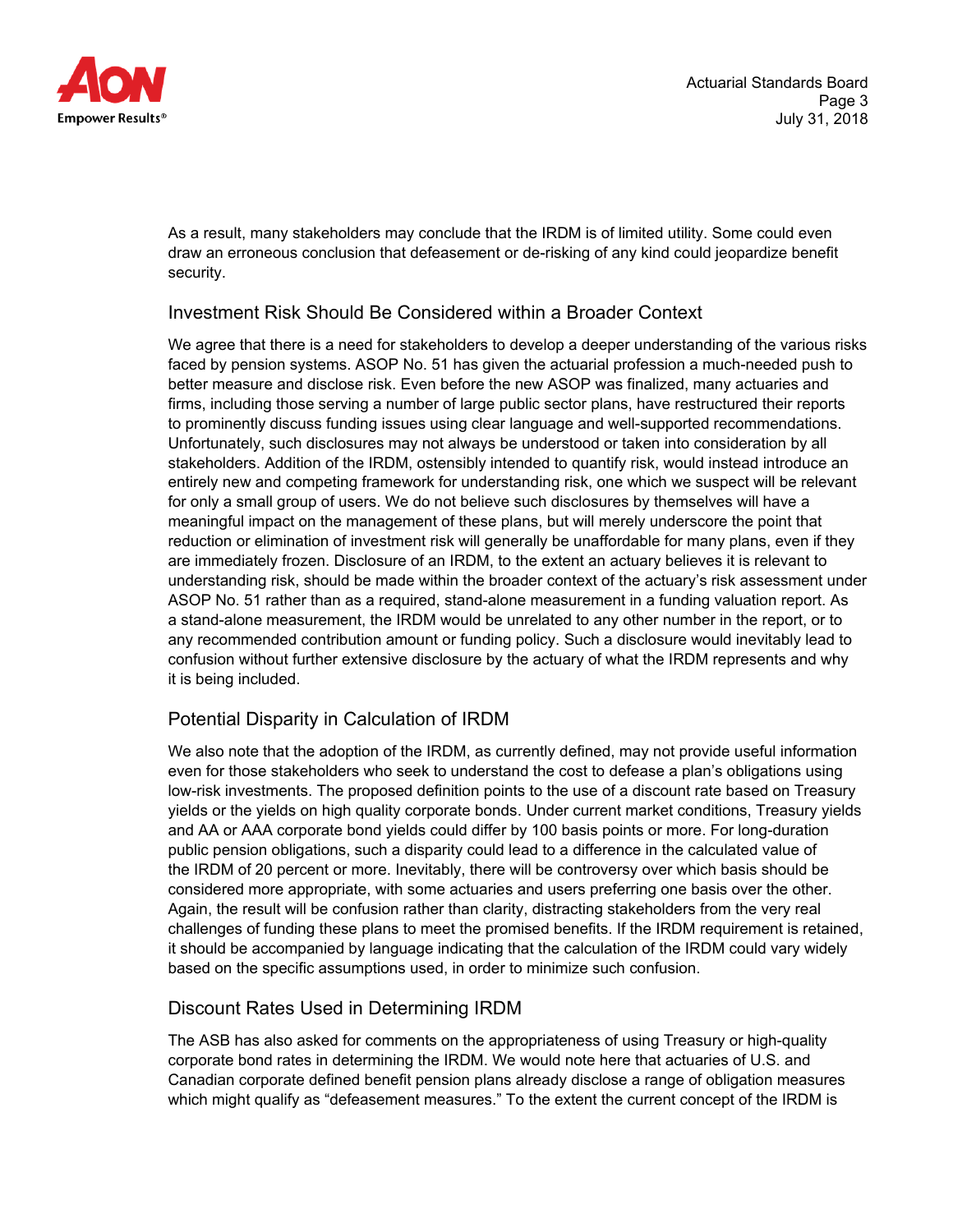As a result, many stakeholders may conclude that the IRDM is of limited utility. Some could even draw an erroneous conclusion that defeasement or de-risking of any kind could jeopardize benefit security.

## Investment Risk Should Be Considered within a Broader Context

We agree that there is a need for stakeholders to develop a deeper understanding of the various risks faced by pension systems. ASOP No. 51 has given the actuarial profession a much-needed push to better measure and disclose risk. Even before the new ASOP was finalized, many actuaries and firms, including those serving a number of large public sector plans, have restructured their reports to prominently discuss funding issues using clear language and well-supported recommendations. Unfortunately, such disclosures may not always be understood or taken into consideration by all stakeholders. Addition of the IRDM, ostensibly intended to quantify risk, would instead introduce an entirely new and competing framework for understanding risk, one which we suspect will be relevant for only a small group of users. We do not believe such disclosures by themselves will have a meaningful impact on the management of these plans, but will merely underscore the point that reduction or elimination of investment risk will generally be unaffordable for many plans, even if they are immediately frozen. Disclosure of an IRDM, to the extent an actuary believes it is relevant to understanding risk, should be made within the broader context of the actuary's risk assessment under ASOP No. 51 rather than as a required, stand-alone measurement in a funding valuation report. As a stand-alone measurement, the IRDM would be unrelated to any other number in the report, or to any recommended contribution amount or funding policy. Such a disclosure would inevitably lead to confusion without further extensive disclosure by the actuary of what the IRDM represents and why it is being included.

## Potential Disparity in Calculation of IRDM

We also note that the adoption of the IRDM, as currently defined, may not provide useful information even for those stakeholders who seek to understand the cost to defease a plan's obligations using low-risk investments. The proposed definition points to the use of a discount rate based on Treasury yields or the yields on high quality corporate bonds. Under current market conditions, Treasury yields and AA or AAA corporate bond yields could differ by 100 basis points or more. For long-duration public pension obligations, such a disparity could lead to a difference in the calculated value of the IRDM of 20 percent or more. Inevitably, there will be controversy over which basis should be considered more appropriate, with some actuaries and users preferring one basis over the other. Again, the result will be confusion rather than clarity, distracting stakeholders from the very real challenges of funding these plans to meet the promised benefits. If the IRDM requirement is retained, it should be accompanied by language indicating that the calculation of the IRDM could vary widely based on the specific assumptions used, in order to minimize such confusion.

## Discount Rates Used in Determining IRDM

The ASB has also asked for comments on the appropriateness of using Treasury or high-quality corporate bond rates in determining the IRDM. We would note here that actuaries of U.S. and Canadian corporate defined benefit pension plans already disclose a range of obligation measures which might qualify as "defeasement measures." To the extent the current concept of the IRDM is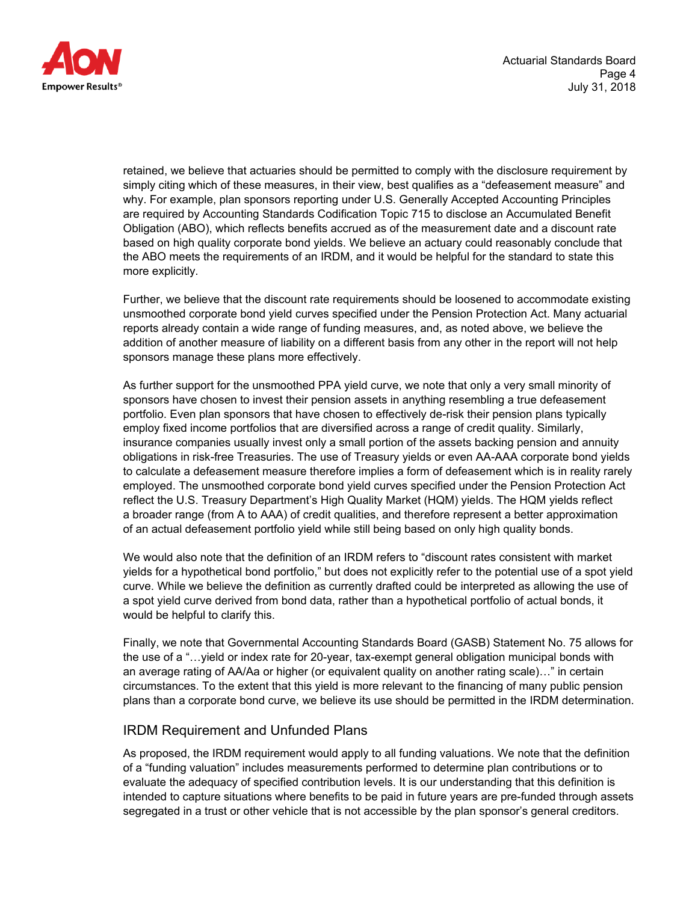retained, we believe that actuaries should be permitted to comply with the disclosure requirement by simply citing which of these measures, in their view, best qualifies as a "defeasement measure" and why. For example, plan sponsors reporting under U.S. Generally Accepted Accounting Principles are required by Accounting Standards Codification Topic 715 to disclose an Accumulated Benefit Obligation (ABO), which reflects benefits accrued as of the measurement date and a discount rate based on high quality corporate bond yields. We believe an actuary could reasonably conclude that the ABO meets the requirements of an IRDM, and it would be helpful for the standard to state this more explicitly.

Further, we believe that the discount rate requirements should be loosened to accommodate existing unsmoothed corporate bond yield curves specified under the Pension Protection Act. Many actuarial reports already contain a wide range of funding measures, and, as noted above, we believe the addition of another measure of liability on a different basis from any other in the report will not help sponsors manage these plans more effectively.

As further support for the unsmoothed PPA yield curve, we note that only a very small minority of sponsors have chosen to invest their pension assets in anything resembling a true defeasement portfolio. Even plan sponsors that have chosen to effectively de-risk their pension plans typically employ fixed income portfolios that are diversified across a range of credit quality. Similarly, insurance companies usually invest only a small portion of the assets backing pension and annuity obligations in risk-free Treasuries. The use of Treasury yields or even AA-AAA corporate bond yields to calculate a defeasement measure therefore implies a form of defeasement which is in reality rarely employed. The unsmoothed corporate bond yield curves specified under the Pension Protection Act reflect the U.S. Treasury Department's High Quality Market (HQM) yields. The HQM yields reflect a broader range (from A to AAA) of credit qualities, and therefore represent a better approximation of an actual defeasement portfolio yield while still being based on only high quality bonds.

We would also note that the definition of an IRDM refers to "discount rates consistent with market yields for a hypothetical bond portfolio," but does not explicitly refer to the potential use of a spot yield curve. While we believe the definition as currently drafted could be interpreted as allowing the use of a spot yield curve derived from bond data, rather than a hypothetical portfolio of actual bonds, it would be helpful to clarify this.

Finally, we note that Governmental Accounting Standards Board (GASB) Statement No. 75 allows for the use of a "…yield or index rate for 20-year, tax-exempt general obligation municipal bonds with an average rating of AA/Aa or higher (or equivalent quality on another rating scale)…" in certain circumstances. To the extent that this yield is more relevant to the financing of many public pension plans than a corporate bond curve, we believe its use should be permitted in the IRDM determination.

## IRDM Requirement and Unfunded Plans

As proposed, the IRDM requirement would apply to all funding valuations. We note that the definition of a "funding valuation" includes measurements performed to determine plan contributions or to evaluate the adequacy of specified contribution levels. It is our understanding that this definition is intended to capture situations where benefits to be paid in future years are pre-funded through assets segregated in a trust or other vehicle that is not accessible by the plan sponsor's general creditors.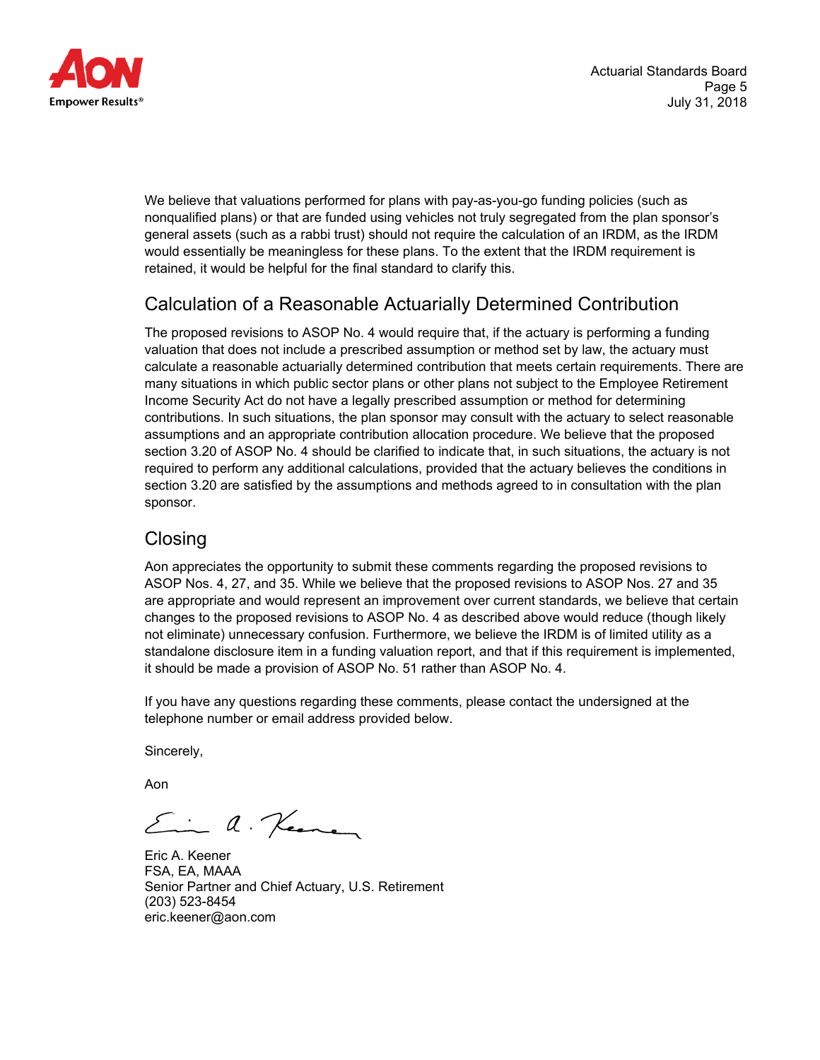We believe that valuations performed for plans with pay-as-you-go funding policies (such as nonqualified plans) or that are funded using vehicles not truly segregated from the plan sponsor's general assets (such as a rabbi trust) should not require the calculation of an IRDM, as the IRDM would essentially be meaningless for these plans. To the extent that the IRDM requirement is retained, it would be helpful for the final standard to clarify this.

## Calculation of a Reasonable Actuarially Determined Contribution

The proposed revisions to ASOP No. 4 would require that, if the actuary is performing a funding valuation that does not include a prescribed assumption or method set by law, the actuary must calculate a reasonable actuarially determined contribution that meets certain requirements. There are many situations in which public sector plans or other plans not subject to the Employee Retirement Income Security Act do not have a legally prescribed assumption or method for determining contributions. In such situations, the plan sponsor may consult with the actuary to select reasonable assumptions and an appropriate contribution allocation procedure. We believe that the proposed section 3.20 of ASOP No. 4 should be clarified to indicate that, in such situations, the actuary is not required to perform any additional calculations, provided that the actuary believes the conditions in section 3.20 are satisfied by the assumptions and methods agreed to in consultation with the plan sponsor.

## Closing

Aon appreciates the opportunity to submit these comments regarding the proposed revisions to ASOP Nos. 4, 27, and 35. While we believe that the proposed revisions to ASOP Nos. 27 and 35 are appropriate and would represent an improvement over current standards, we believe that certain changes to the proposed revisions to ASOP No. 4 as described above would reduce (though likely not eliminate) unnecessary confusion. Furthermore, we believe the IRDM is of limited utility as a standalone disclosure item in a funding valuation report, and that if this requirement is implemented, it should be made a provision of ASOP No. 51 rather than ASOP No. 4.

If you have any questions regarding these comments, please contact the undersigned at the telephone number or email address provided below.

Sincerely,

Aon

Eric A. Keener
FSA, EA, MAAA
Senior Partner and Chief Actuary, U.S. Retirement
(203) 523-8454
eric.keener@aon.com